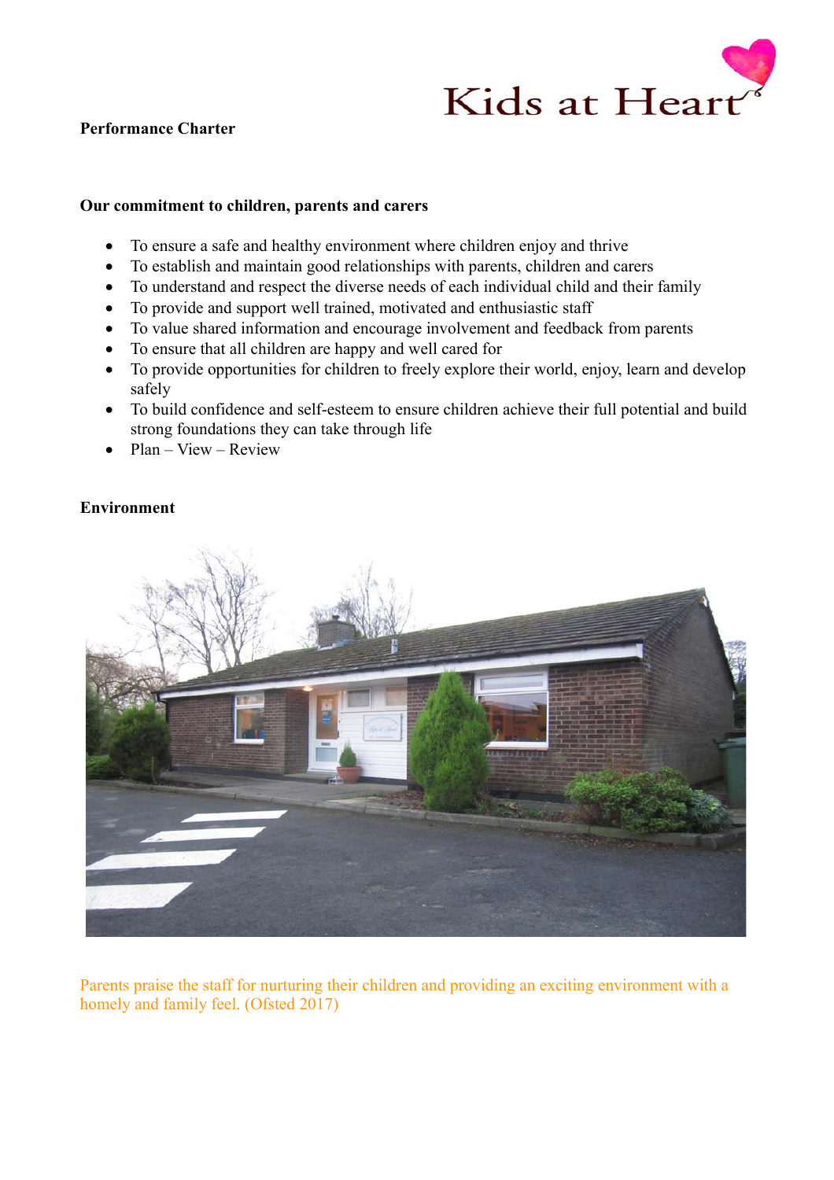Kids at Heart

**Performance Charter**

**Our commitment to children, parents and carers**

- To ensure a safe and healthy environment where children enjoy and thrive
- To establish and maintain good relationships with parents, children and carers
- To understand and respect the diverse needs of each individual child and their family
- To provide and support well trained, motivated and enthusiastic staff
- To value shared information and encourage involvement and feedback from parents
- To ensure that all children are happy and well cared for
- To provide opportunities for children to freely explore their world, enjoy, learn and develop safely
- To build confidence and self-esteem to ensure children achieve their full potential and build strong foundations they can take through life
- Plan – View – Review

**Environment**

Parents praise the staff for nurturing their children and providing an exciting environment with a homely and family feel. (Ofsted 2017)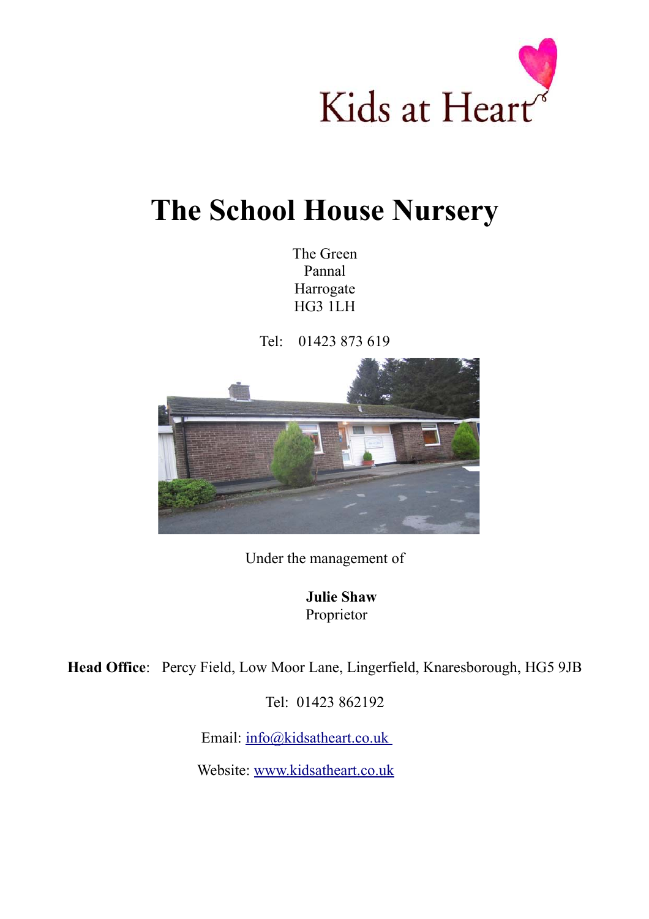Kids at Heart

# The School House Nursery

The Green
Pannal
Harrogate
HG3 1LH

Tel: 01423 873 619

Under the management of

**Julie Shaw**
Proprietor

**Head Office**: Percy Field, Low Moor Lane, Lingerfield, Knaresborough, HG5 9JB

Tel: 01423 862192

Email: info@kidsatheart.co.uk

Website: www.kidsatheart.co.uk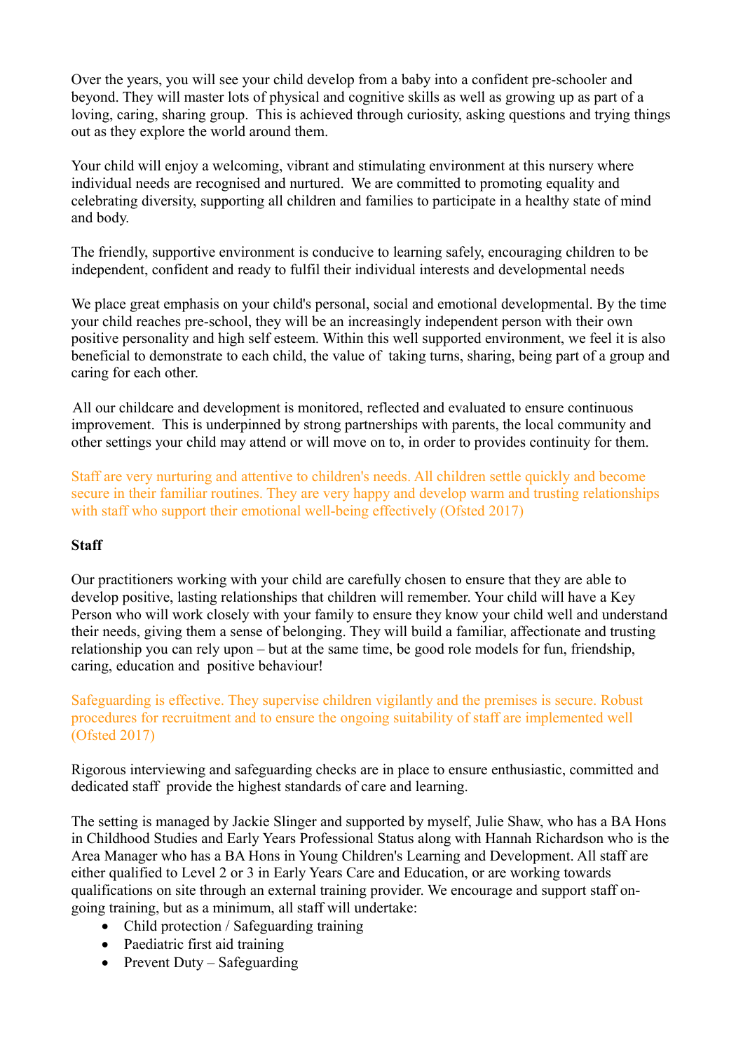Over the years, you will see your child develop from a baby into a confident pre-schooler and beyond. They will master lots of physical and cognitive skills as well as growing up as part of a loving, caring, sharing group. This is achieved through curiosity, asking questions and trying things out as they explore the world around them.

Your child will enjoy a welcoming, vibrant and stimulating environment at this nursery where individual needs are recognised and nurtured. We are committed to promoting equality and celebrating diversity, supporting all children and families to participate in a healthy state of mind and body.

The friendly, supportive environment is conducive to learning safely, encouraging children to be independent, confident and ready to fulfil their individual interests and developmental needs

We place great emphasis on your child's personal, social and emotional developmental. By the time your child reaches pre-school, they will be an increasingly independent person with their own positive personality and high self esteem. Within this well supported environment, we feel it is also beneficial to demonstrate to each child, the value of taking turns, sharing, being part of a group and caring for each other.

All our childcare and development is monitored, reflected and evaluated to ensure continuous improvement. This is underpinned by strong partnerships with parents, the local community and other settings your child may attend or will move on to, in order to provides continuity for them.

Staff are very nurturing and attentive to children's needs. All children settle quickly and become secure in their familiar routines. They are very happy and develop warm and trusting relationships with staff who support their emotional well-being effectively (Ofsted 2017)

**Staff**

Our practitioners working with your child are carefully chosen to ensure that they are able to develop positive, lasting relationships that children will remember. Your child will have a Key Person who will work closely with your family to ensure they know your child well and understand their needs, giving them a sense of belonging. They will build a familiar, affectionate and trusting relationship you can rely upon – but at the same time, be good role models for fun, friendship, caring, education and positive behaviour!

Safeguarding is effective. They supervise children vigilantly and the premises is secure. Robust procedures for recruitment and to ensure the ongoing suitability of staff are implemented well (Ofsted 2017)

Rigorous interviewing and safeguarding checks are in place to ensure enthusiastic, committed and dedicated staff provide the highest standards of care and learning.

The setting is managed by Jackie Slinger and supported by myself, Julie Shaw, who has a BA Hons in Childhood Studies and Early Years Professional Status along with Hannah Richardson who is the Area Manager who has a BA Hons in Young Children's Learning and Development. All staff are either qualified to Level 2 or 3 in Early Years Care and Education, or are working towards qualifications on site through an external training provider. We encourage and support staff on-going training, but as a minimum, all staff will undertake:

- Child protection / Safeguarding training
- Paediatric first aid training
- Prevent Duty – Safeguarding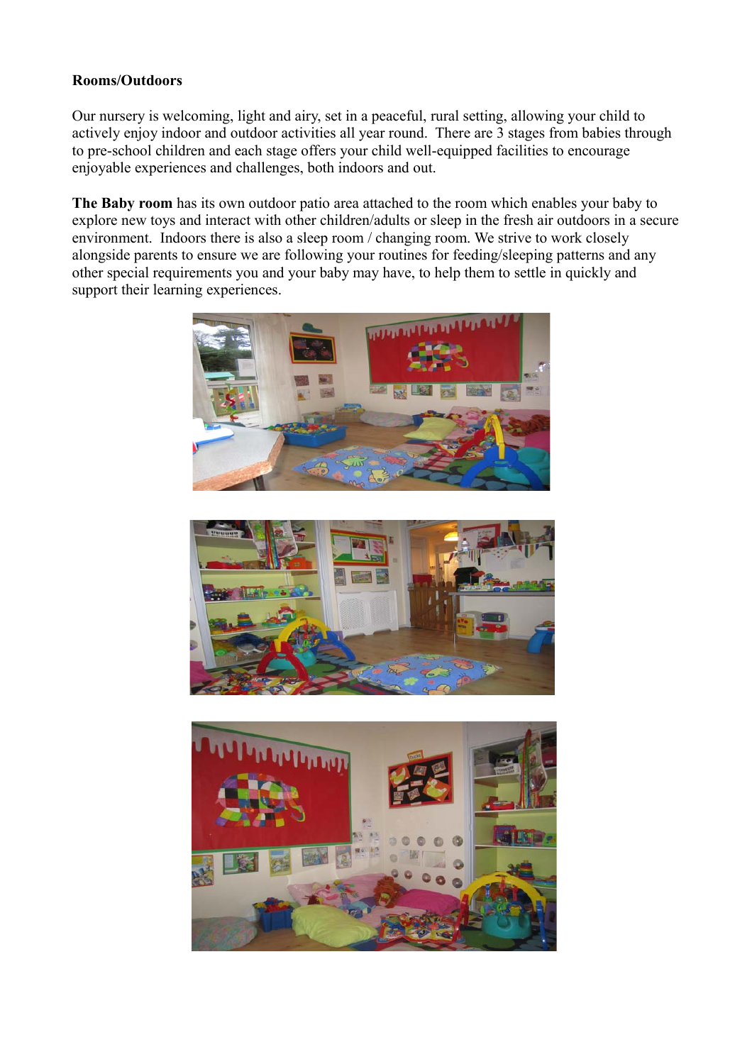**Rooms/Outdoors**

Our nursery is welcoming, light and airy, set in a peaceful, rural setting, allowing your child to actively enjoy indoor and outdoor activities all year round. There are 3 stages from babies through to pre-school children and each stage offers your child well-equipped facilities to encourage enjoyable experiences and challenges, both indoors and out.

**The Baby room** has its own outdoor patio area attached to the room which enables your baby to explore new toys and interact with other children/adults or sleep in the fresh air outdoors in a secure environment. Indoors there is also a sleep room / changing room. We strive to work closely alongside parents to ensure we are following your routines for feeding/sleeping patterns and any other special requirements you and your baby may have, to help them to settle in quickly and support their learning experiences.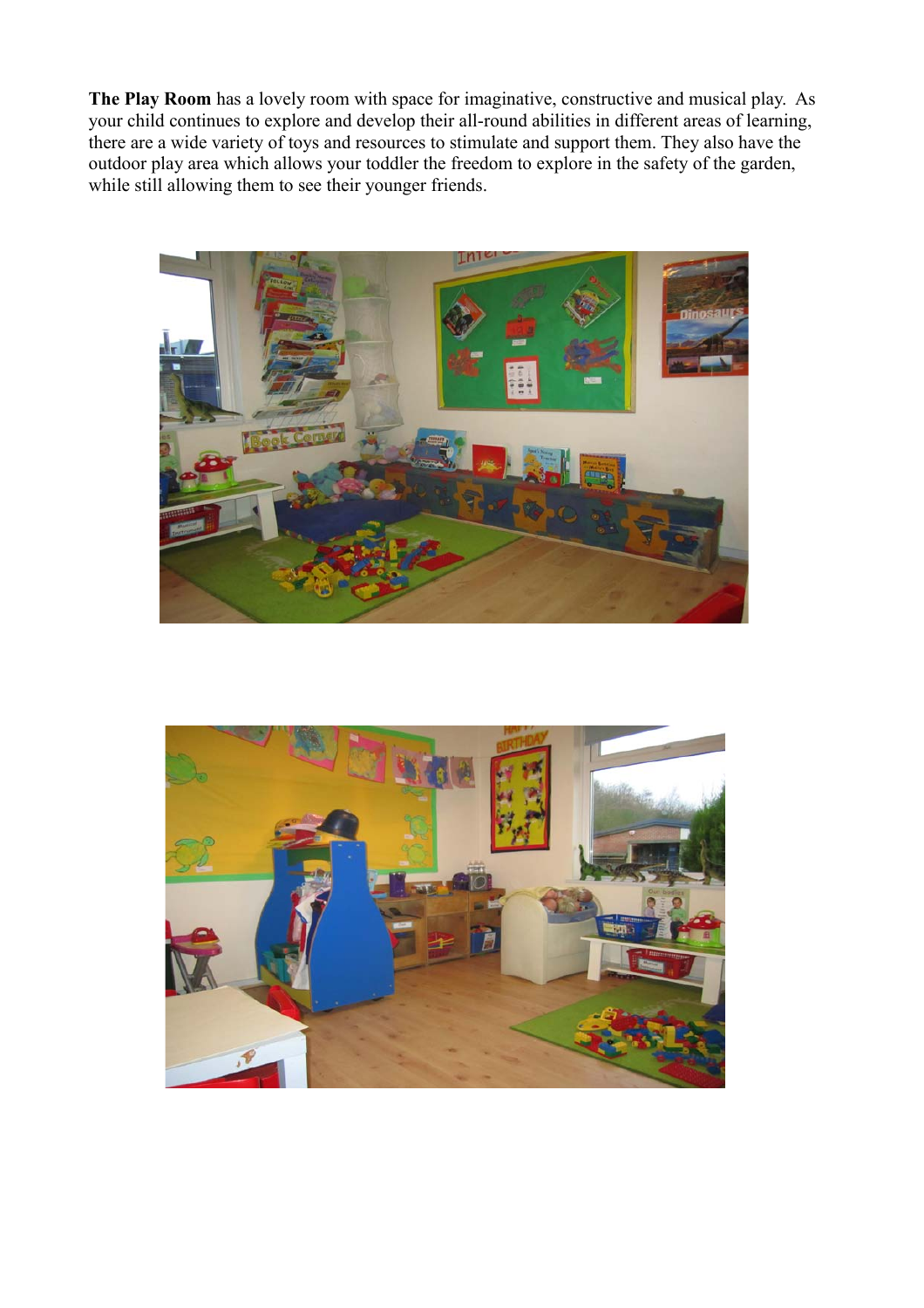**The Play Room** has a lovely room with space for imaginative, constructive and musical play. As your child continues to explore and develop their all-round abilities in different areas of learning, there are a wide variety of toys and resources to stimulate and support them. They also have the outdoor play area which allows your toddler the freedom to explore in the safety of the garden, while still allowing them to see their younger friends.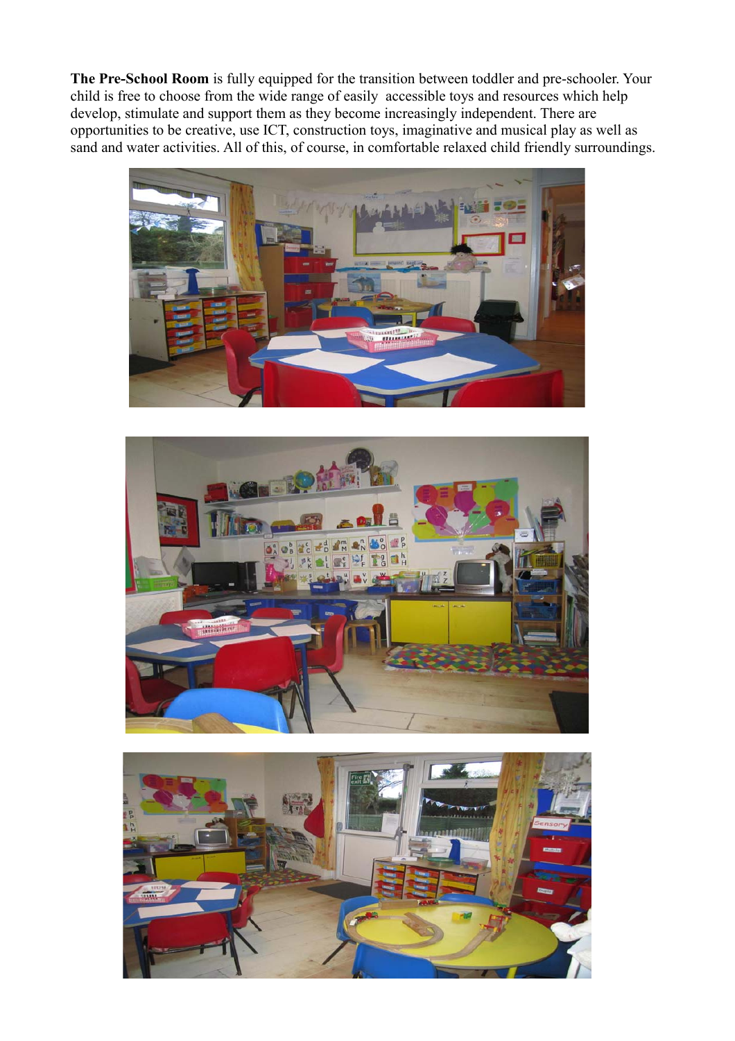**The Pre-School Room** is fully equipped for the transition between toddler and pre-schooler. Your child is free to choose from the wide range of easily accessible toys and resources which help develop, stimulate and support them as they become increasingly independent. There are opportunities to be creative, use ICT, construction toys, imaginative and musical play as well as sand and water activities. All of this, of course, in comfortable relaxed child friendly surroundings.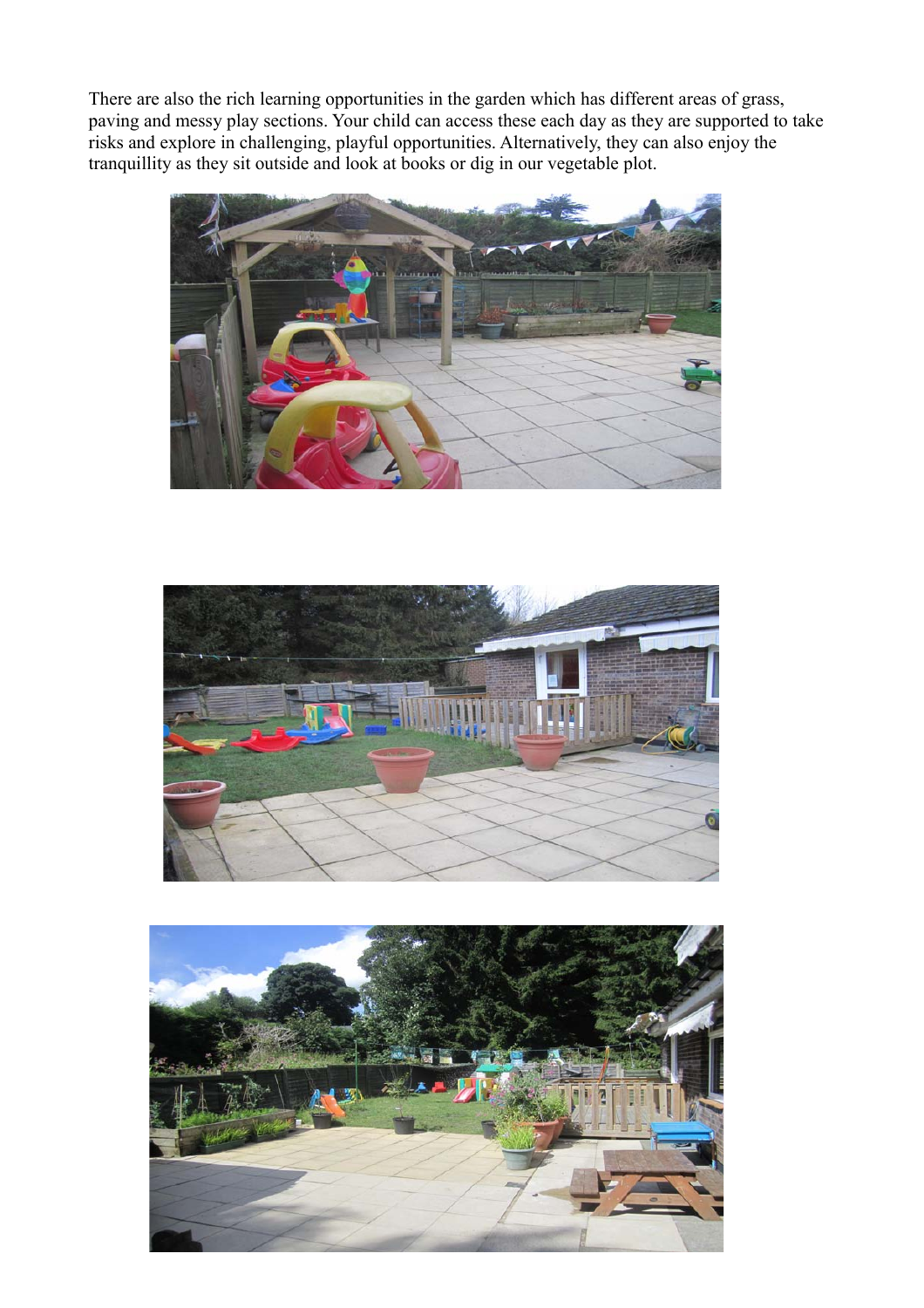There are also the rich learning opportunities in the garden which has different areas of grass, paving and messy play sections. Your child can access these each day as they are supported to take risks and explore in challenging, playful opportunities. Alternatively, they can also enjoy the tranquillity as they sit outside and look at books or dig in our vegetable plot.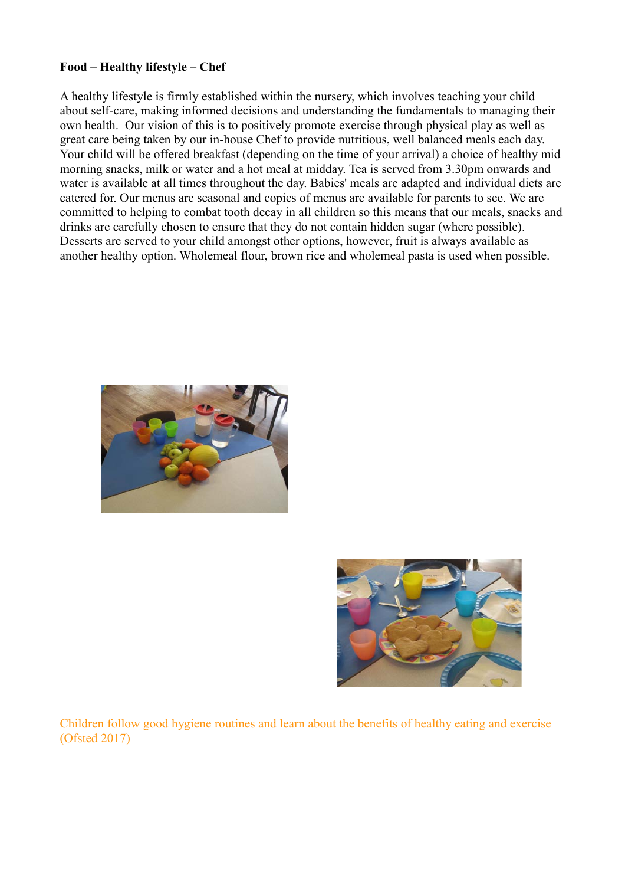**Food – Healthy lifestyle – Chef**

A healthy lifestyle is firmly established within the nursery, which involves teaching your child about self-care, making informed decisions and understanding the fundamentals to managing their own health. Our vision of this is to positively promote exercise through physical play as well as great care being taken by our in-house Chef to provide nutritious, well balanced meals each day. Your child will be offered breakfast (depending on the time of your arrival) a choice of healthy mid morning snacks, milk or water and a hot meal at midday. Tea is served from 3.30pm onwards and water is available at all times throughout the day. Babies' meals are adapted and individual diets are catered for. Our menus are seasonal and copies of menus are available for parents to see. We are committed to helping to combat tooth decay in all children so this means that our meals, snacks and drinks are carefully chosen to ensure that they do not contain hidden sugar (where possible). Desserts are served to your child amongst other options, however, fruit is always available as another healthy option. Wholemeal flour, brown rice and wholemeal pasta is used when possible.

Children follow good hygiene routines and learn about the benefits of healthy eating and exercise (Ofsted 2017)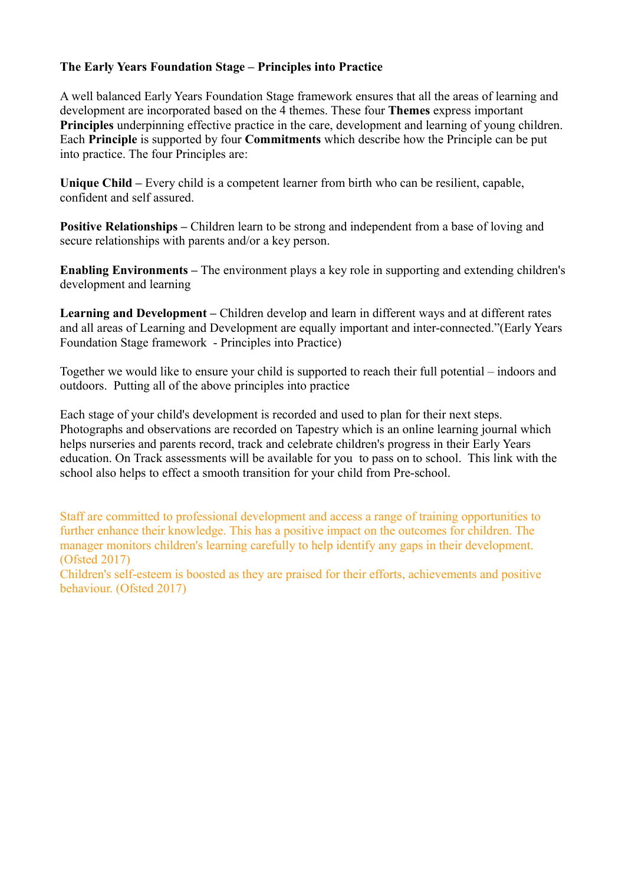**The Early Years Foundation Stage – Principles into Practice**

A well balanced Early Years Foundation Stage framework ensures that all the areas of learning and development are incorporated based on the 4 themes. These four **Themes** express important **Principles** underpinning effective practice in the care, development and learning of young children. Each **Principle** is supported by four **Commitments** which describe how the Principle can be put into practice. The four Principles are:

**Unique Child –** Every child is a competent learner from birth who can be resilient, capable, confident and self assured.

**Positive Relationships –** Children learn to be strong and independent from a base of loving and secure relationships with parents and/or a key person.

**Enabling Environments –** The environment plays a key role in supporting and extending children's development and learning

**Learning and Development –** Children develop and learn in different ways and at different rates and all areas of Learning and Development are equally important and inter-connected."(Early Years Foundation Stage framework - Principles into Practice)

Together we would like to ensure your child is supported to reach their full potential – indoors and outdoors. Putting all of the above principles into practice

Each stage of your child's development is recorded and used to plan for their next steps. Photographs and observations are recorded on Tapestry which is an online learning journal which helps nurseries and parents record, track and celebrate children's progress in their Early Years education. On Track assessments will be available for you to pass on to school. This link with the school also helps to effect a smooth transition for your child from Pre-school.

Staff are committed to professional development and access a range of training opportunities to further enhance their knowledge. This has a positive impact on the outcomes for children. The manager monitors children's learning carefully to help identify any gaps in their development. (Ofsted 2017)
Children's self-esteem is boosted as they are praised for their efforts, achievements and positive behaviour. (Ofsted 2017)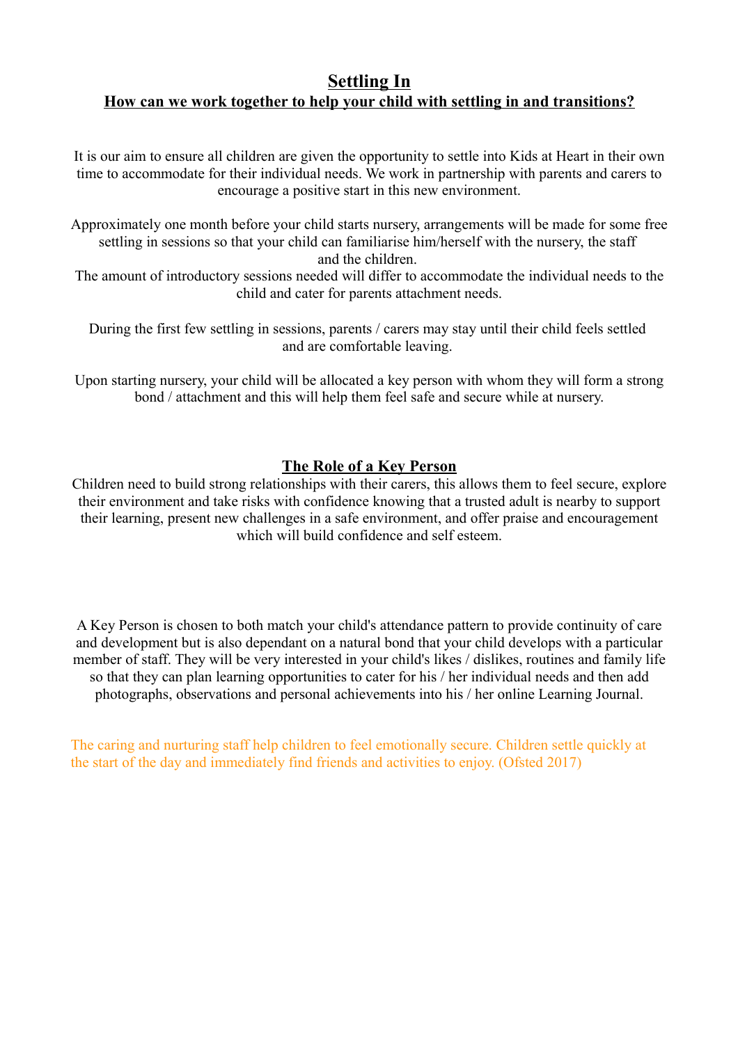# Settling In

## How can we work together to help your child with settling in and transitions?

It is our aim to ensure all children are given the opportunity to settle into Kids at Heart in their own time to accommodate for their individual needs. We work in partnership with parents and carers to encourage a positive start in this new environment.

Approximately one month before your child starts nursery, arrangements will be made for some free settling in sessions so that your child can familiarise him/herself with the nursery, the staff and the children.
The amount of introductory sessions needed will differ to accommodate the individual needs to the child and cater for parents attachment needs.

During the first few settling in sessions, parents / carers may stay until their child feels settled and are comfortable leaving.

Upon starting nursery, your child will be allocated a key person with whom they will form a strong bond / attachment and this will help them feel safe and secure while at nursery.

## The Role of a Key Person

Children need to build strong relationships with their carers, this allows them to feel secure, explore their environment and take risks with confidence knowing that a trusted adult is nearby to support their learning, present new challenges in a safe environment, and offer praise and encouragement which will build confidence and self esteem.

A Key Person is chosen to both match your child's attendance pattern to provide continuity of care and development but is also dependant on a natural bond that your child develops with a particular member of staff. They will be very interested in your child's likes / dislikes, routines and family life so that they can plan learning opportunities to cater for his / her individual needs and then add photographs, observations and personal achievements into his / her online Learning Journal.

The caring and nurturing staff help children to feel emotionally secure. Children settle quickly at the start of the day and immediately find friends and activities to enjoy. (Ofsted 2017)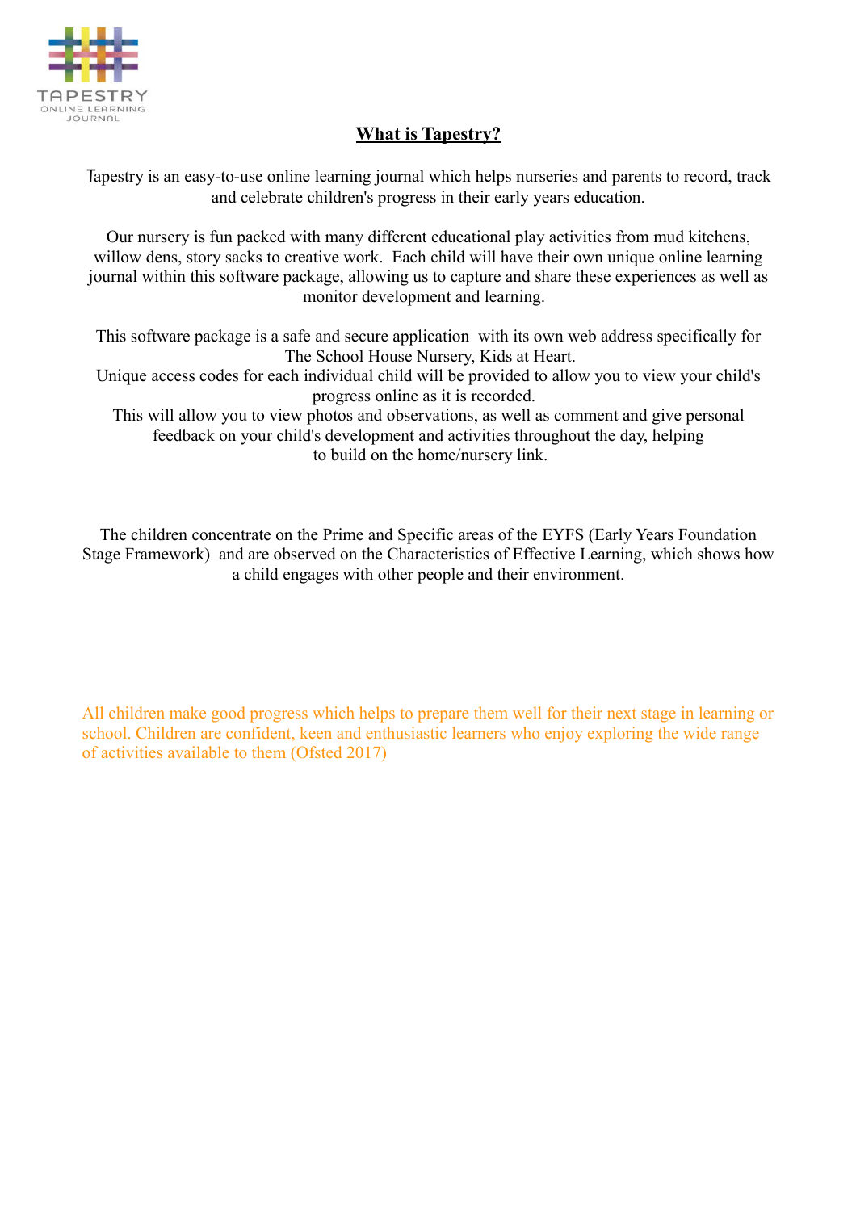TAPESTRY
ONLINE LEARNING
JOURNAL

# What is Tapestry?

Tapestry is an easy-to-use online learning journal which helps nurseries and parents to record, track and celebrate children's progress in their early years education.

Our nursery is fun packed with many different educational play activities from mud kitchens, willow dens, story sacks to creative work. Each child will have their own unique online learning journal within this software package, allowing us to capture and share these experiences as well as monitor development and learning.

This software package is a safe and secure application with its own web address specifically for The School House Nursery, Kids at Heart.
Unique access codes for each individual child will be provided to allow you to view your child's progress online as it is recorded.
This will allow you to view photos and observations, as well as comment and give personal feedback on your child's development and activities throughout the day, helping to build on the home/nursery link.

The children concentrate on the Prime and Specific areas of the EYFS (Early Years Foundation Stage Framework) and are observed on the Characteristics of Effective Learning, which shows how a child engages with other people and their environment.

All children make good progress which helps to prepare them well for their next stage in learning or school. Children are confident, keen and enthusiastic learners who enjoy exploring the wide range of activities available to them (Ofsted 2017)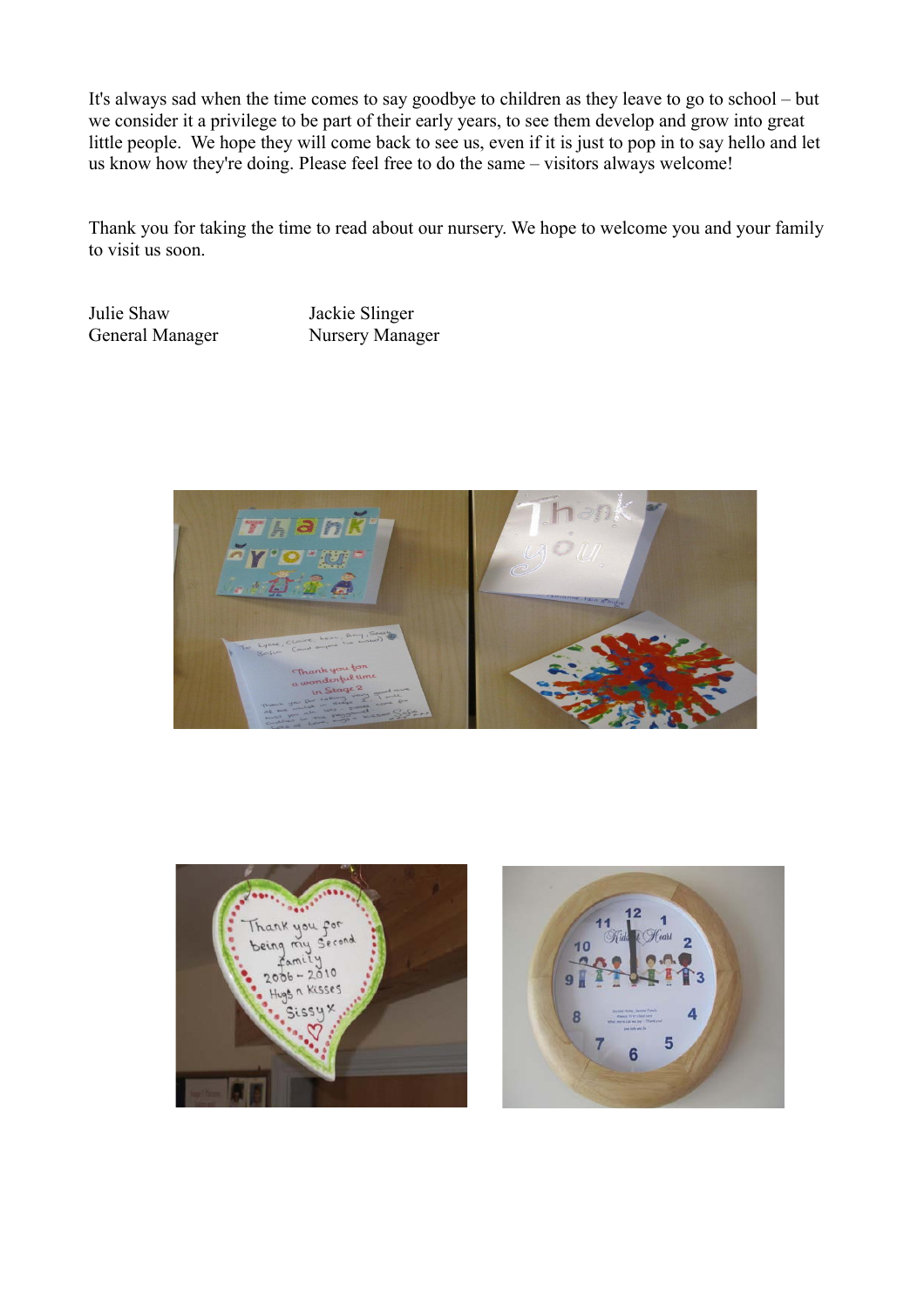It's always sad when the time comes to say goodbye to children as they leave to go to school – but we consider it a privilege to be part of their early years, to see them develop and grow into great little people. We hope they will come back to see us, even if it is just to pop in to say hello and let us know how they're doing. Please feel free to do the same – visitors always welcome!

Thank you for taking the time to read about our nursery. We hope to welcome you and your family to visit us soon.

| | |
|---|---|
| Julie Shaw | Jackie Slinger |
| General Manager | Nursery Manager |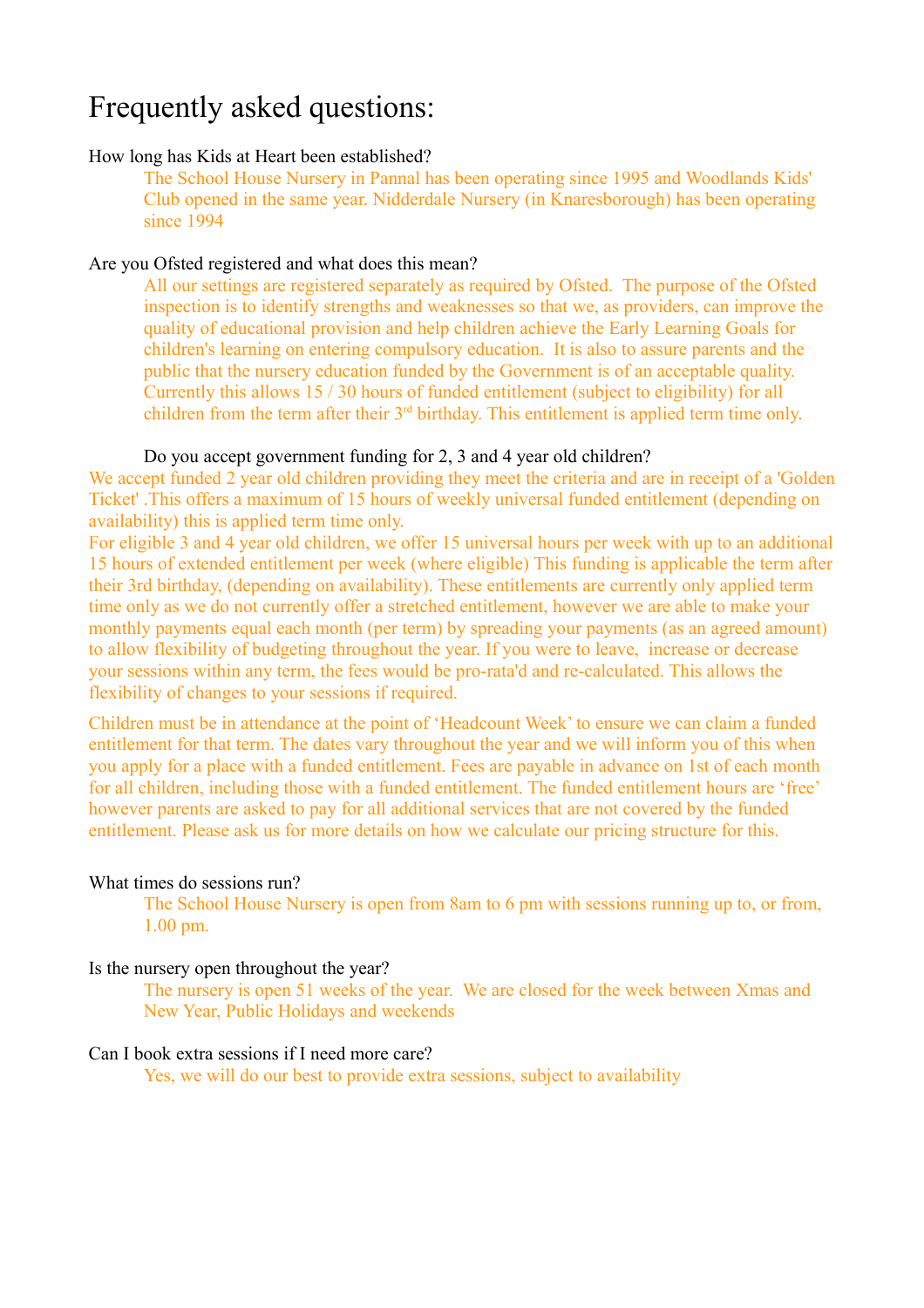# Frequently asked questions:

How long has Kids at Heart been established?

The School House Nursery in Pannal has been operating since 1995 and Woodlands Kids' Club opened in the same year. Nidderdale Nursery (in Knaresborough) has been operating since 1994

Are you Ofsted registered and what does this mean?

All our settings are registered separately as required by Ofsted. The purpose of the Ofsted inspection is to identify strengths and weaknesses so that we, as providers, can improve the quality of educational provision and help children achieve the Early Learning Goals for children's learning on entering compulsory education. It is also to assure parents and the public that the nursery education funded by the Government is of an acceptable quality. Currently this allows 15 / 30 hours of funded entitlement (subject to eligibility) for all children from the term after their 3rd birthday. This entitlement is applied term time only.

Do you accept government funding for 2, 3 and 4 year old children?

We accept funded 2 year old children providing they meet the criteria and are in receipt of a 'Golden Ticket' .This offers a maximum of 15 hours of weekly universal funded entitlement (depending on availability) this is applied term time only.

For eligible 3 and 4 year old children, we offer 15 universal hours per week with up to an additional 15 hours of extended entitlement per week (where eligible) This funding is applicable the term after their 3rd birthday, (depending on availability). These entitlements are currently only applied term time only as we do not currently offer a stretched entitlement, however we are able to make your monthly payments equal each month (per term) by spreading your payments (as an agreed amount) to allow flexibility of budgeting throughout the year. If you were to leave, increase or decrease your sessions within any term, the fees would be pro-rata'd and re-calculated. This allows the flexibility of changes to your sessions if required.

Children must be in attendance at the point of 'Headcount Week' to ensure we can claim a funded entitlement for that term. The dates vary throughout the year and we will inform you of this when you apply for a place with a funded entitlement. Fees are payable in advance on 1st of each month for all children, including those with a funded entitlement. The funded entitlement hours are 'free' however parents are asked to pay for all additional services that are not covered by the funded entitlement. Please ask us for more details on how we calculate our pricing structure for this.

What times do sessions run?

The School House Nursery is open from 8am to 6 pm with sessions running up to, or from, 1.00 pm.

Is the nursery open throughout the year?

The nursery is open 51 weeks of the year. We are closed for the week between Xmas and New Year, Public Holidays and weekends

Can I book extra sessions if I need more care?

Yes, we will do our best to provide extra sessions, subject to availability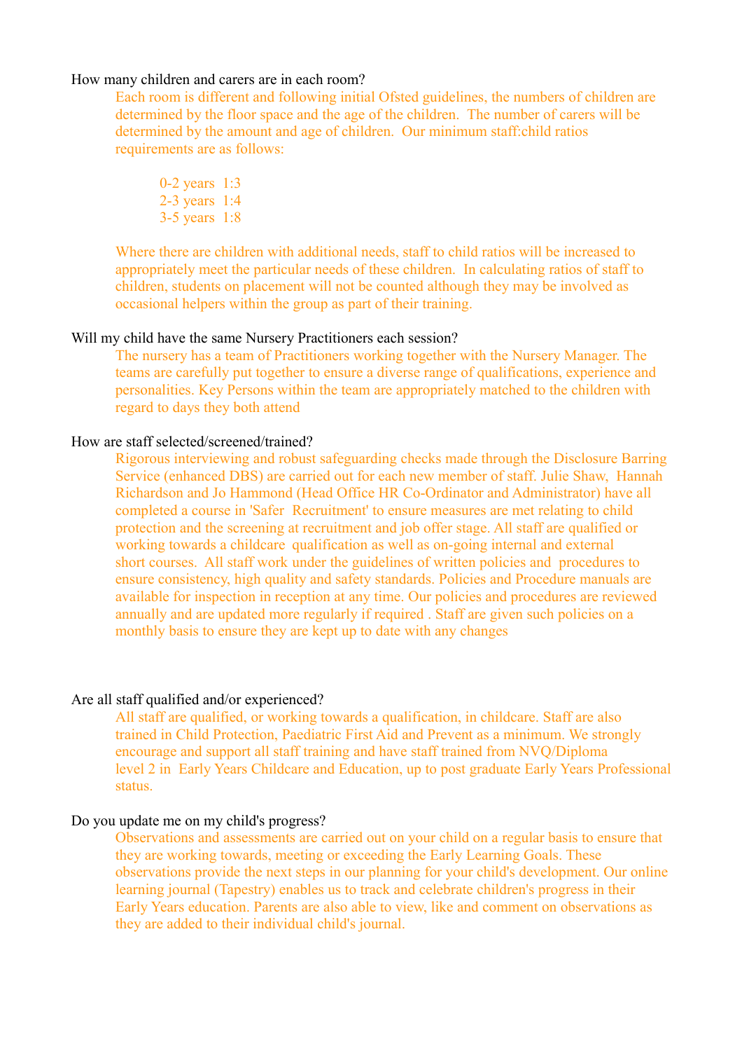### How many children and carers are in each room?

Each room is different and following initial Ofsted guidelines, the numbers of children are determined by the floor space and the age of the children. The number of carers will be determined by the amount and age of children. Our minimum staff:child ratios requirements are as follows:

0-2 years 1:3
2-3 years 1:4
3-5 years 1:8

Where there are children with additional needs, staff to child ratios will be increased to appropriately meet the particular needs of these children. In calculating ratios of staff to children, students on placement will not be counted although they may be involved as occasional helpers within the group as part of their training.

### Will my child have the same Nursery Practitioners each session?

The nursery has a team of Practitioners working together with the Nursery Manager. The teams are carefully put together to ensure a diverse range of qualifications, experience and personalities. Key Persons within the team are appropriately matched to the children with regard to days they both attend

### How are staff selected/screened/trained?

Rigorous interviewing and robust safeguarding checks made through the Disclosure Barring Service (enhanced DBS) are carried out for each new member of staff. Julie Shaw, Hannah Richardson and Jo Hammond (Head Office HR Co-Ordinator and Administrator) have all completed a course in 'Safer Recruitment' to ensure measures are met relating to child protection and the screening at recruitment and job offer stage. All staff are qualified or working towards a childcare qualification as well as on-going internal and external short courses. All staff work under the guidelines of written policies and procedures to ensure consistency, high quality and safety standards. Policies and Procedure manuals are available for inspection in reception at any time. Our policies and procedures are reviewed annually and are updated more regularly if required . Staff are given such policies on a monthly basis to ensure they are kept up to date with any changes

### Are all staff qualified and/or experienced?

All staff are qualified, or working towards a qualification, in childcare. Staff are also trained in Child Protection, Paediatric First Aid and Prevent as a minimum. We strongly encourage and support all staff training and have staff trained from NVQ/Diploma level 2 in Early Years Childcare and Education, up to post graduate Early Years Professional status.

### Do you update me on my child's progress?

Observations and assessments are carried out on your child on a regular basis to ensure that they are working towards, meeting or exceeding the Early Learning Goals. These observations provide the next steps in our planning for your child's development. Our online learning journal (Tapestry) enables us to track and celebrate children's progress in their Early Years education. Parents are also able to view, like and comment on observations as they are added to their individual child's journal.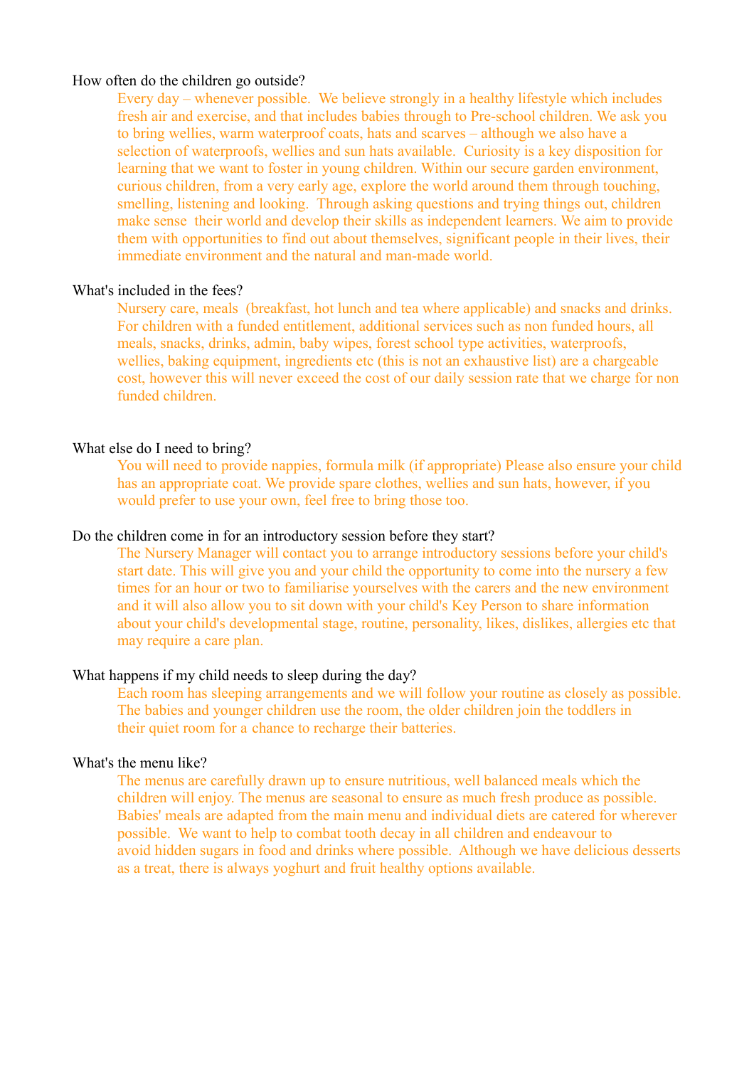How often do the children go outside?

Every day – whenever possible. We believe strongly in a healthy lifestyle which includes fresh air and exercise, and that includes babies through to Pre-school children. We ask you to bring wellies, warm waterproof coats, hats and scarves – although we also have a selection of waterproofs, wellies and sun hats available. Curiosity is a key disposition for learning that we want to foster in young children. Within our secure garden environment, curious children, from a very early age, explore the world around them through touching, smelling, listening and looking. Through asking questions and trying things out, children make sense their world and develop their skills as independent learners. We aim to provide them with opportunities to find out about themselves, significant people in their lives, their immediate environment and the natural and man-made world.

What's included in the fees?

Nursery care, meals (breakfast, hot lunch and tea where applicable) and snacks and drinks. For children with a funded entitlement, additional services such as non funded hours, all meals, snacks, drinks, admin, baby wipes, forest school type activities, waterproofs, wellies, baking equipment, ingredients etc (this is not an exhaustive list) are a chargeable cost, however this will never exceed the cost of our daily session rate that we charge for non funded children.

What else do I need to bring?

You will need to provide nappies, formula milk (if appropriate) Please also ensure your child has an appropriate coat. We provide spare clothes, wellies and sun hats, however, if you would prefer to use your own, feel free to bring those too.

Do the children come in for an introductory session before they start?

The Nursery Manager will contact you to arrange introductory sessions before your child's start date. This will give you and your child the opportunity to come into the nursery a few times for an hour or two to familiarise yourselves with the carers and the new environment and it will also allow you to sit down with your child's Key Person to share information about your child's developmental stage, routine, personality, likes, dislikes, allergies etc that may require a care plan.

What happens if my child needs to sleep during the day?

Each room has sleeping arrangements and we will follow your routine as closely as possible. The babies and younger children use the room, the older children join the toddlers in their quiet room for a chance to recharge their batteries.

What's the menu like?

The menus are carefully drawn up to ensure nutritious, well balanced meals which the children will enjoy. The menus are seasonal to ensure as much fresh produce as possible. Babies' meals are adapted from the main menu and individual diets are catered for wherever possible. We want to help to combat tooth decay in all children and endeavour to avoid hidden sugars in food and drinks where possible. Although we have delicious desserts as a treat, there is always yoghurt and fruit healthy options available.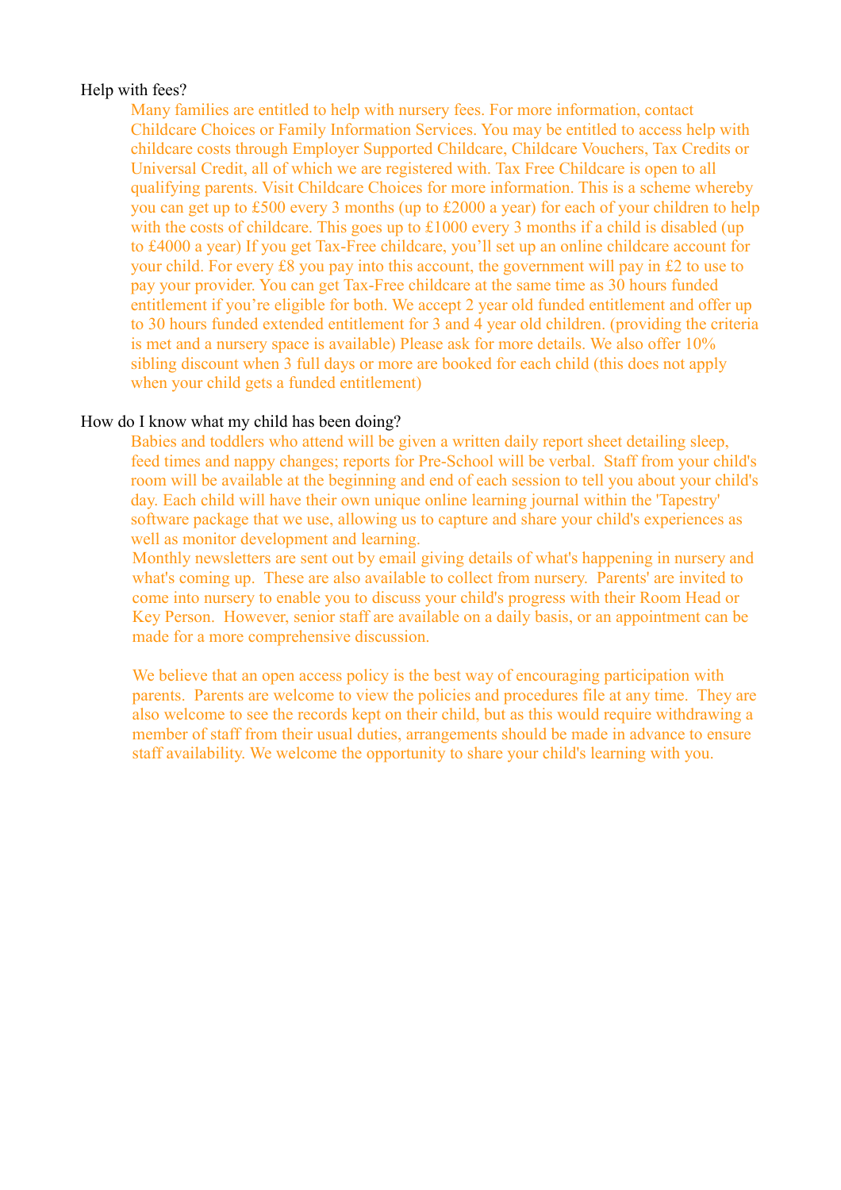## Help with fees?

Many families are entitled to help with nursery fees. For more information, contact Childcare Choices or Family Information Services. You may be entitled to access help with childcare costs through Employer Supported Childcare, Childcare Vouchers, Tax Credits or Universal Credit, all of which we are registered with. Tax Free Childcare is open to all qualifying parents. Visit Childcare Choices for more information. This is a scheme whereby you can get up to £500 every 3 months (up to £2000 a year) for each of your children to help with the costs of childcare. This goes up to £1000 every 3 months if a child is disabled (up to £4000 a year) If you get Tax-Free childcare, you'll set up an online childcare account for your child. For every £8 you pay into this account, the government will pay in £2 to use to pay your provider. You can get Tax-Free childcare at the same time as 30 hours funded entitlement if you're eligible for both. We accept 2 year old funded entitlement and offer up to 30 hours funded extended entitlement for 3 and 4 year old children. (providing the criteria is met and a nursery space is available) Please ask for more details. We also offer 10% sibling discount when 3 full days or more are booked for each child (this does not apply when your child gets a funded entitlement)

## How do I know what my child has been doing?

Babies and toddlers who attend will be given a written daily report sheet detailing sleep, feed times and nappy changes; reports for Pre-School will be verbal. Staff from your child's room will be available at the beginning and end of each session to tell you about your child's day. Each child will have their own unique online learning journal within the 'Tapestry' software package that we use, allowing us to capture and share your child's experiences as well as monitor development and learning.
Monthly newsletters are sent out by email giving details of what's happening in nursery and what's coming up. These are also available to collect from nursery. Parents' are invited to come into nursery to enable you to discuss your child's progress with their Room Head or Key Person. However, senior staff are available on a daily basis, or an appointment can be made for a more comprehensive discussion.

We believe that an open access policy is the best way of encouraging participation with parents. Parents are welcome to view the policies and procedures file at any time. They are also welcome to see the records kept on their child, but as this would require withdrawing a member of staff from their usual duties, arrangements should be made in advance to ensure staff availability. We welcome the opportunity to share your child's learning with you.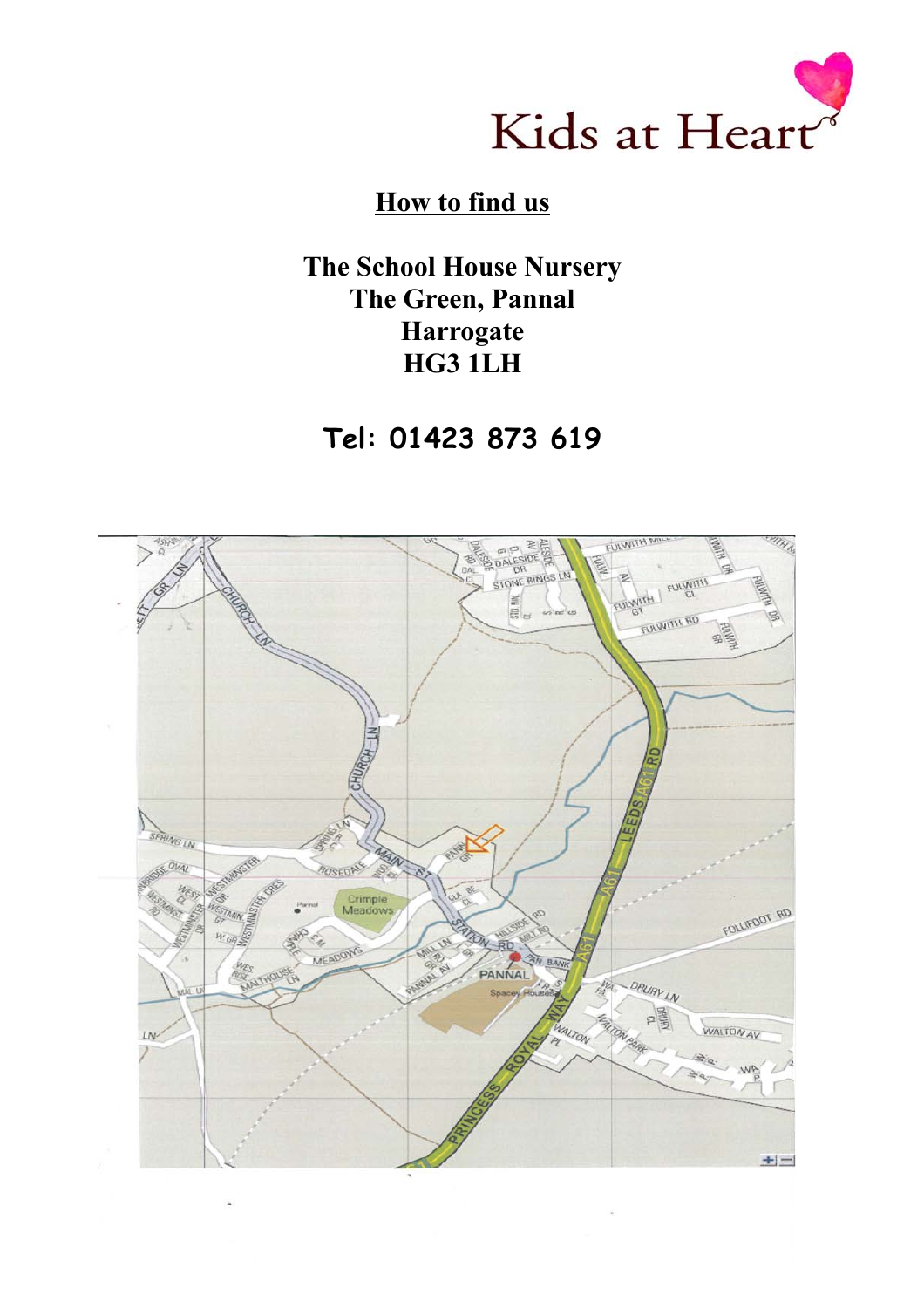Kids at Heart

## How to find us

**The School House Nursery**
**The Green, Pannal**
**Harrogate**
**HG3 1LH**

**Tel: 01423 873 619**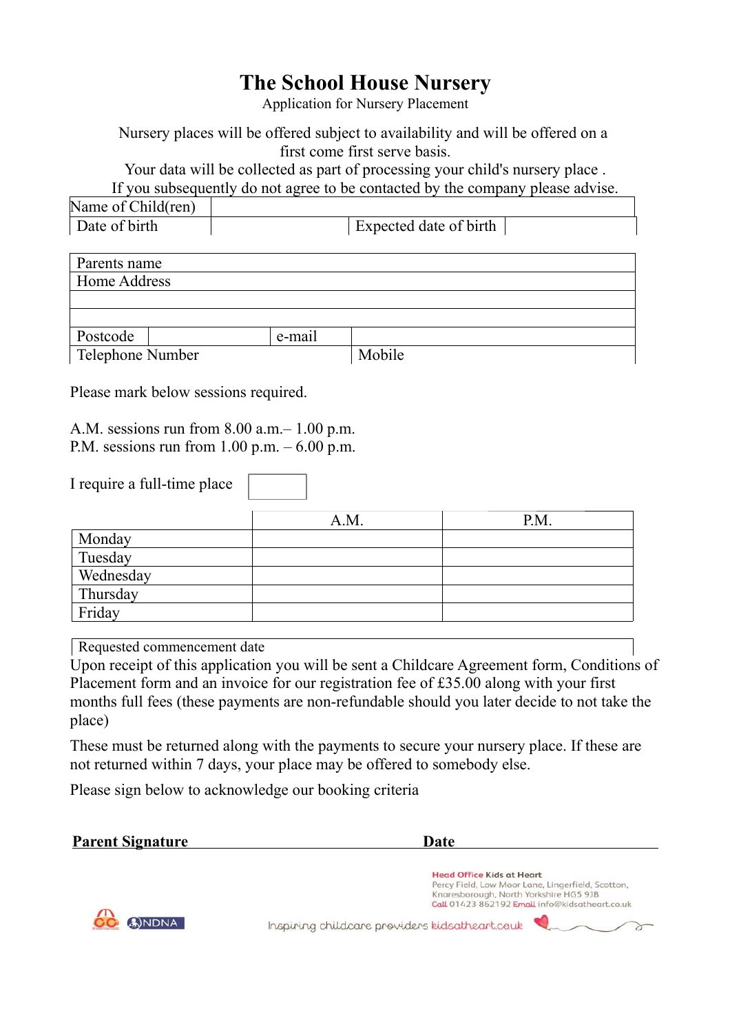# The School House Nursery

Application for Nursery Placement

Nursery places will be offered subject to availability and will be offered on a first come first serve basis.

Your data will be collected as part of processing your child's nursery place .

If you subsequently do not agree to be contacted by the company please advise.

| Name of Child(ren) | | | |
|---|---|---|---|
| Date of birth | | Expected date of birth | |

| Parents name | | | |
|---|---|---|---|
| Home Address | | | |
| | | | |
| | | | |
| Postcode | | e-mail | |
| Telephone Number | | Mobile | |

Please mark below sessions required.

A.M. sessions run from 8.00 a.m.– 1.00 p.m.
P.M. sessions run from 1.00 p.m. – 6.00 p.m.

I require a full-time place ☐

| | A.M. | P.M. |
|---|---|---|
| Monday | | |
| Tuesday | | |
| Wednesday | | |
| Thursday | | |
| Friday | | |

| Requested commencement date |
|---|

Upon receipt of this application you will be sent a Childcare Agreement form, Conditions of Placement form and an invoice for our registration fee of £35.00 along with your first months full fees (these payments are non-refundable should you later decide to not take the place)

These must be returned along with the payments to secure your nursery place. If these are not returned within 7 days, your place may be offered to somebody else.

Please sign below to acknowledge our booking criteria

**Parent Signature** \_\_\_\_\_\_\_\_\_\_\_\_\_\_\_\_\_\_\_\_ **Date** \_\_\_\_\_\_\_\_\_\_\_\_

Head Office Kids at Heart
Percy Field, Low Moor Lane, Lingerfield, Scotton, Knaresborough, North Yorkshire HG5 9JB
Call 01423 862192 Email info@kidsatheart.co.uk

NDNA

Inspiring childcare providers kidsatheart.co.uk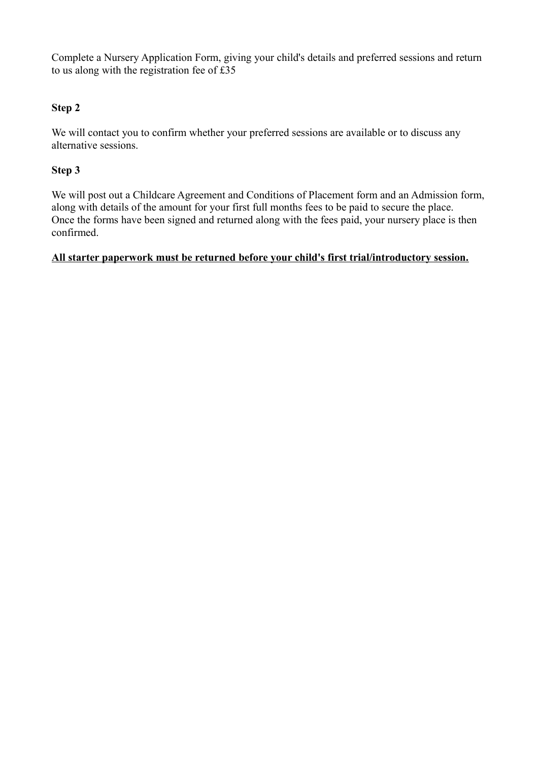Complete a Nursery Application Form, giving your child's details and preferred sessions and return to us along with the registration fee of £35

**Step 2**

We will contact you to confirm whether your preferred sessions are available or to discuss any alternative sessions.

**Step 3**

We will post out a Childcare Agreement and Conditions of Placement form and an Admission form, along with details of the amount for your first full months fees to be paid to secure the place. Once the forms have been signed and returned along with the fees paid, your nursery place is then confirmed.

**<u>All starter paperwork must be returned before your child's first trial/introductory session.</u>**